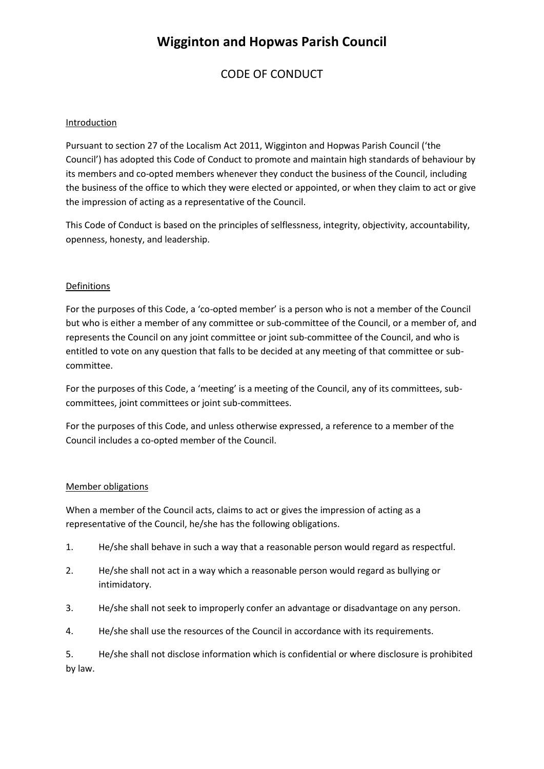# Wigginton and Hopwas Parish Council

## CODE OF CONDUCT

### Introduction

Pursuant to section 27 of the Localism Act 2011, Wigginton and Hopwas Parish Council ('the Council') has adopted this Code of Conduct to promote and maintain high standards of behaviour by its members and co-opted members whenever they conduct the business of the Council, including the business of the office to which they were elected or appointed, or when they claim to act or give the impression of acting as a representative of the Council.

This Code of Conduct is based on the principles of selflessness, integrity, objectivity, accountability, openness, honesty, and leadership.

### Definitions

For the purposes of this Code, a 'co-opted member' is a person who is not a member of the Council but who is either a member of any committee or sub-committee of the Council, or a member of, and represents the Council on any joint committee or joint sub-committee of the Council, and who is entitled to vote on any question that falls to be decided at any meeting of that committee or sub-committee.

For the purposes of this Code, a 'meeting' is a meeting of the Council, any of its committees, sub-committees, joint committees or joint sub-committees.

For the purposes of this Code, and unless otherwise expressed, a reference to a member of the Council includes a co-opted member of the Council.

### Member obligations

When a member of the Council acts, claims to act or gives the impression of acting as a representative of the Council, he/she has the following obligations.

1. He/she shall behave in such a way that a reasonable person would regard as respectful.
2. He/she shall not act in a way which a reasonable person would regard as bullying or intimidatory.
3. He/she shall not seek to improperly confer an advantage or disadvantage on any person.
4. He/she shall use the resources of the Council in accordance with its requirements.
5. He/she shall not disclose information which is confidential or where disclosure is prohibited by law.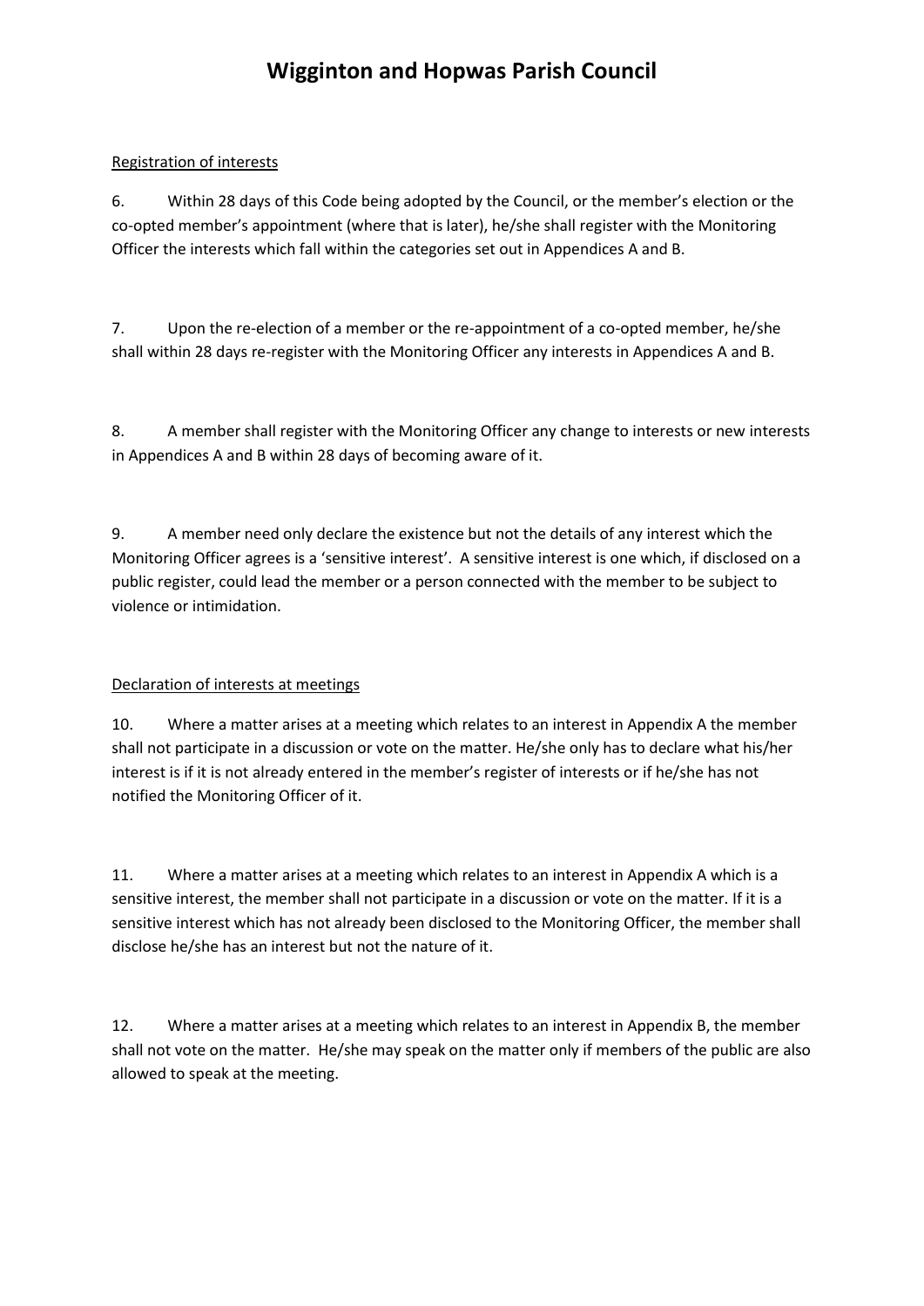Registration of interests

6. Within 28 days of this Code being adopted by the Council, or the member's election or the co-opted member's appointment (where that is later), he/she shall register with the Monitoring Officer the interests which fall within the categories set out in Appendices A and B.

7. Upon the re-election of a member or the re-appointment of a co-opted member, he/she shall within 28 days re-register with the Monitoring Officer any interests in Appendices A and B.

8. A member shall register with the Monitoring Officer any change to interests or new interests in Appendices A and B within 28 days of becoming aware of it.

9. A member need only declare the existence but not the details of any interest which the Monitoring Officer agrees is a 'sensitive interest'. A sensitive interest is one which, if disclosed on a public register, could lead the member or a person connected with the member to be subject to violence or intimidation.

Declaration of interests at meetings

10. Where a matter arises at a meeting which relates to an interest in Appendix A the member shall not participate in a discussion or vote on the matter. He/she only has to declare what his/her interest is if it is not already entered in the member's register of interests or if he/she has not notified the Monitoring Officer of it.

11. Where a matter arises at a meeting which relates to an interest in Appendix A which is a sensitive interest, the member shall not participate in a discussion or vote on the matter. If it is a sensitive interest which has not already been disclosed to the Monitoring Officer, the member shall disclose he/she has an interest but not the nature of it.

12. Where a matter arises at a meeting which relates to an interest in Appendix B, the member shall not vote on the matter. He/she may speak on the matter only if members of the public are also allowed to speak at the meeting.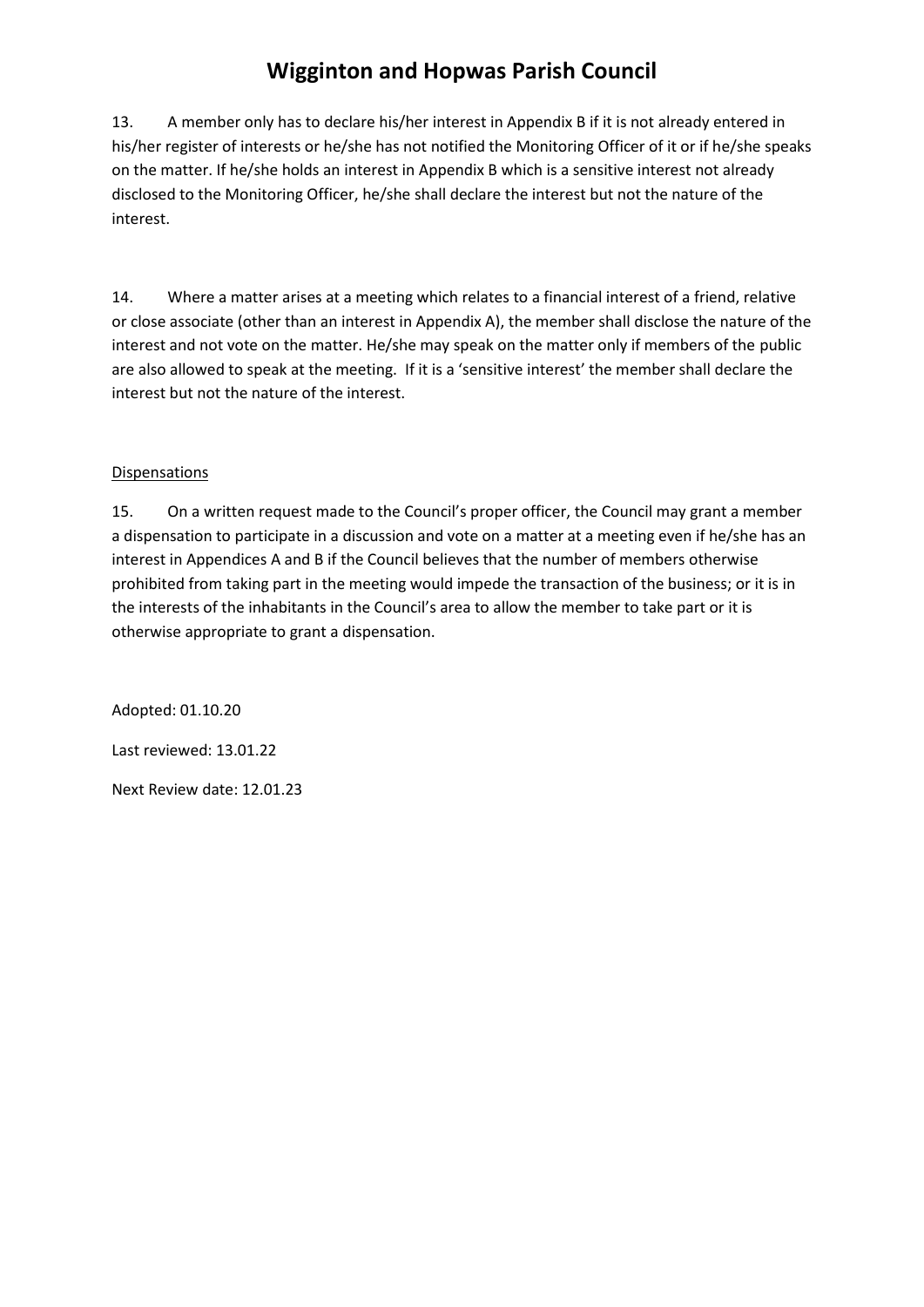13. A member only has to declare his/her interest in Appendix B if it is not already entered in his/her register of interests or he/she has not notified the Monitoring Officer of it or if he/she speaks on the matter. If he/she holds an interest in Appendix B which is a sensitive interest not already disclosed to the Monitoring Officer, he/she shall declare the interest but not the nature of the interest.

14. Where a matter arises at a meeting which relates to a financial interest of a friend, relative or close associate (other than an interest in Appendix A), the member shall disclose the nature of the interest and not vote on the matter. He/she may speak on the matter only if members of the public are also allowed to speak at the meeting. If it is a 'sensitive interest' the member shall declare the interest but not the nature of the interest.

<u>Dispensations</u>

15. On a written request made to the Council's proper officer, the Council may grant a member a dispensation to participate in a discussion and vote on a matter at a meeting even if he/she has an interest in Appendices A and B if the Council believes that the number of members otherwise prohibited from taking part in the meeting would impede the transaction of the business; or it is in the interests of the inhabitants in the Council's area to allow the member to take part or it is otherwise appropriate to grant a dispensation.

Adopted: 01.10.20

Last reviewed: 13.01.22

Next Review date: 12.01.23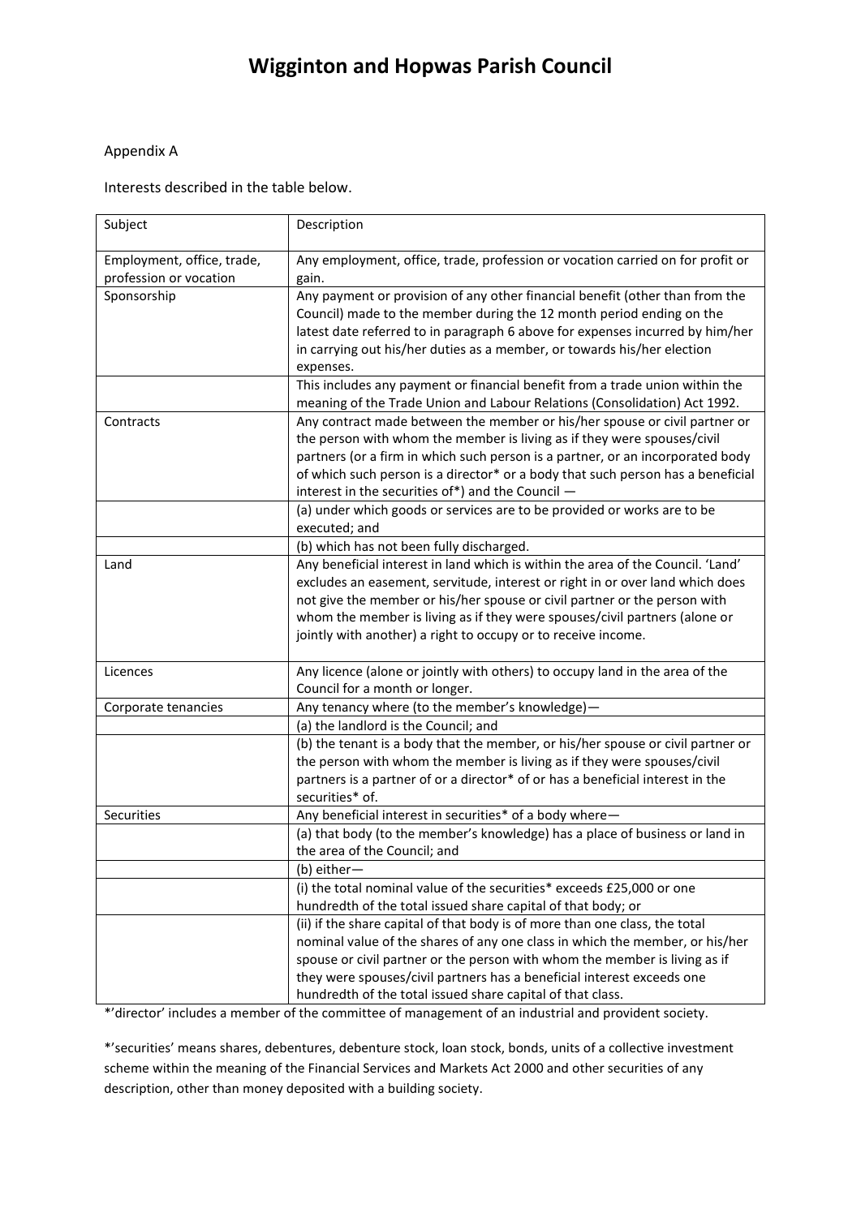# Wigginton and Hopwas Parish Council

Appendix A

Interests described in the table below.

| Subject | Description |
|---|---|
| Employment, office, trade, profession or vocation | Any employment, office, trade, profession or vocation carried on for profit or gain. |
| Sponsorship | Any payment or provision of any other financial benefit (other than from the Council) made to the member during the 12 month period ending on the latest date referred to in paragraph 6 above for expenses incurred by him/her in carrying out his/her duties as a member, or towards his/her election expenses. |
| | This includes any payment or financial benefit from a trade union within the meaning of the Trade Union and Labour Relations (Consolidation) Act 1992. |
| Contracts | Any contract made between the member or his/her spouse or civil partner or the person with whom the member is living as if they were spouses/civil partners (or a firm in which such person is a partner, or an incorporated body of which such person is a director* or a body that such person has a beneficial interest in the securities of*) and the Council — |
| | (a) under which goods or services are to be provided or works are to be executed; and |
| | (b) which has not been fully discharged. |
| Land | Any beneficial interest in land which is within the area of the Council. 'Land' excludes an easement, servitude, interest or right in or over land which does not give the member or his/her spouse or civil partner or the person with whom the member is living as if they were spouses/civil partners (alone or jointly with another) a right to occupy or to receive income. |
| Licences | Any licence (alone or jointly with others) to occupy land in the area of the Council for a month or longer. |
| Corporate tenancies | Any tenancy where (to the member's knowledge)— |
| | (a) the landlord is the Council; and |
| | (b) the tenant is a body that the member, or his/her spouse or civil partner or the person with whom the member is living as if they were spouses/civil partners is a partner of or a director* of or has a beneficial interest in the securities* of. |
| Securities | Any beneficial interest in securities* of a body where— |
| | (a) that body (to the member's knowledge) has a place of business or land in the area of the Council; and |
| | (b) either— |
| | (i) the total nominal value of the securities* exceeds £25,000 or one hundredth of the total issued share capital of that body; or |
| | (ii) if the share capital of that body is of more than one class, the total nominal value of the shares of any one class in which the member, or his/her spouse or civil partner or the person with whom the member is living as if they were spouses/civil partners has a beneficial interest exceeds one hundredth of the total issued share capital of that class. |

*'director' includes a member of the committee of management of an industrial and provident society.

*'securities' means shares, debentures, debenture stock, loan stock, bonds, units of a collective investment scheme within the meaning of the Financial Services and Markets Act 2000 and other securities of any description, other than money deposited with a building society.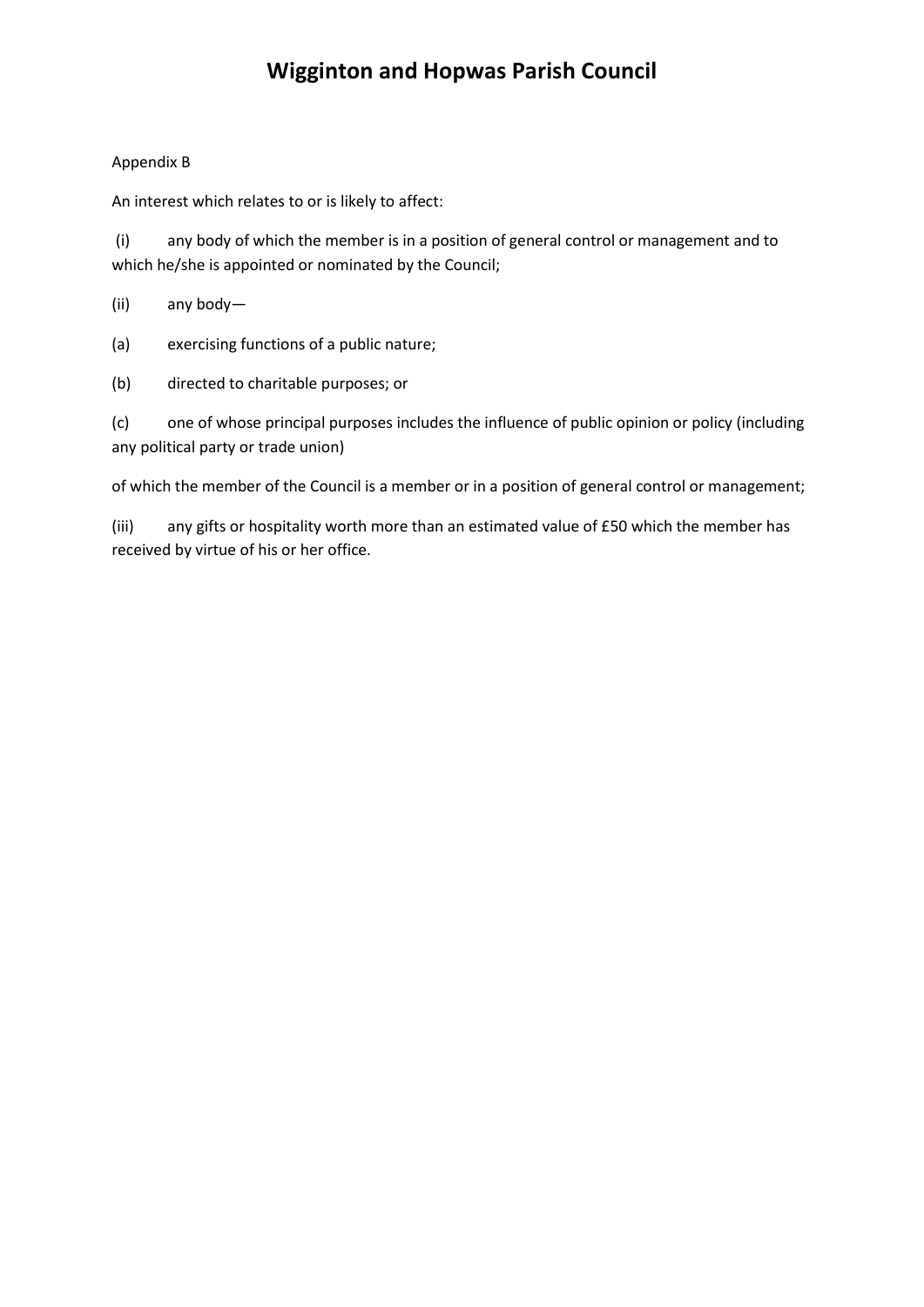# Wigginton and Hopwas Parish Council

Appendix B

An interest which relates to or is likely to affect:

(i) any body of which the member is in a position of general control or management and to which he/she is appointed or nominated by the Council;

(ii) any body—

(a) exercising functions of a public nature;

(b) directed to charitable purposes; or

(c) one of whose principal purposes includes the influence of public opinion or policy (including any political party or trade union)

of which the member of the Council is a member or in a position of general control or management;

(iii) any gifts or hospitality worth more than an estimated value of £50 which the member has received by virtue of his or her office.